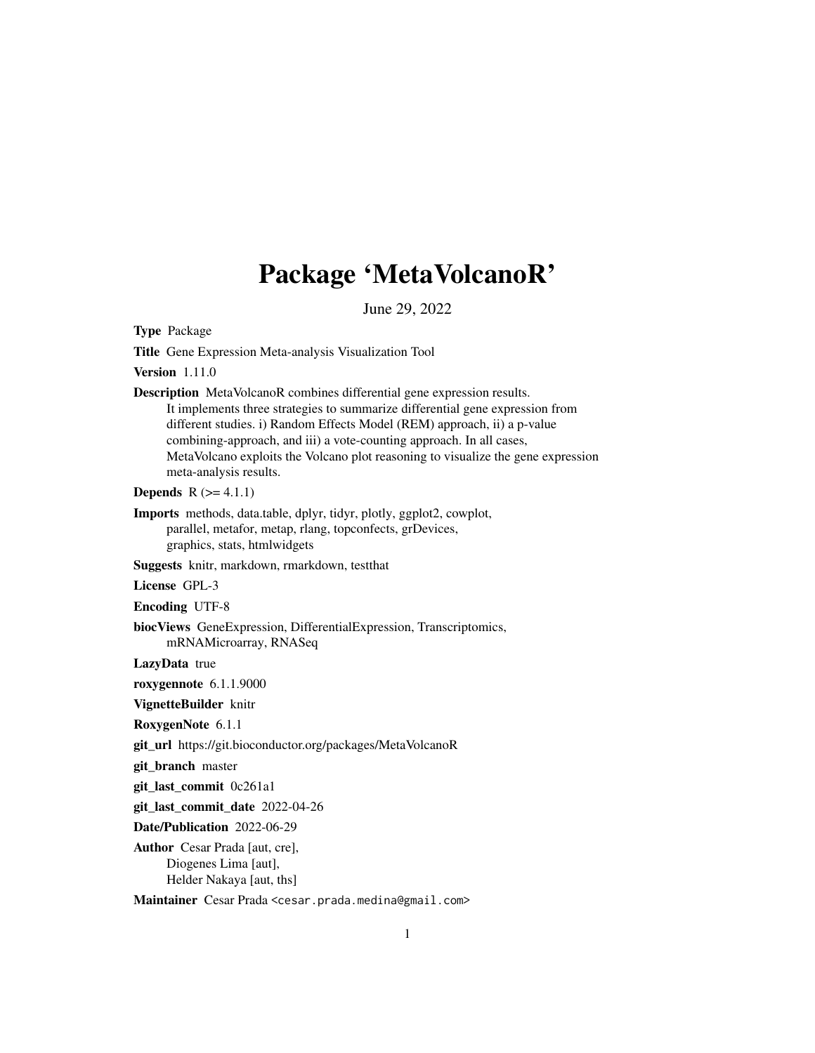# Package 'MetaVolcanoR'

June 29, 2022

**Type** Package

**Title** Gene Expression Meta-analysis Visualization Tool

**Version** 1.11.0

**Description** MetaVolcanoR combines differential gene expression results.
It implements three strategies to summarize differential gene expression from different studies. i) Random Effects Model (REM) approach, ii) a p-value combining-approach, and iii) a vote-counting approach. In all cases, MetaVolcano exploits the Volcano plot reasoning to visualize the gene expression meta-analysis results.

**Depends** R (>= 4.1.1)

**Imports** methods, data.table, dplyr, tidyr, plotly, ggplot2, cowplot, parallel, metafor, metap, rlang, topconfects, grDevices, graphics, stats, htmlwidgets

**Suggests** knitr, markdown, rmarkdown, testthat

**License** GPL-3

**Encoding** UTF-8

**biocViews** GeneExpression, DifferentialExpression, Transcriptomics, mRNAMicroarray, RNASeq

**LazyData** true

**roxygennote** 6.1.1.9000

**VignetteBuilder** knitr

**RoxygenNote** 6.1.1

**git_url** https://git.bioconductor.org/packages/MetaVolcanoR

**git_branch** master

**git_last_commit** 0c261a1

**git_last_commit_date** 2022-04-26

**Date/Publication** 2022-06-29

**Author** Cesar Prada [aut, cre],
Diogenes Lima [aut],
Helder Nakaya [aut, ths]

**Maintainer** Cesar Prada <cesar.prada.medina@gmail.com>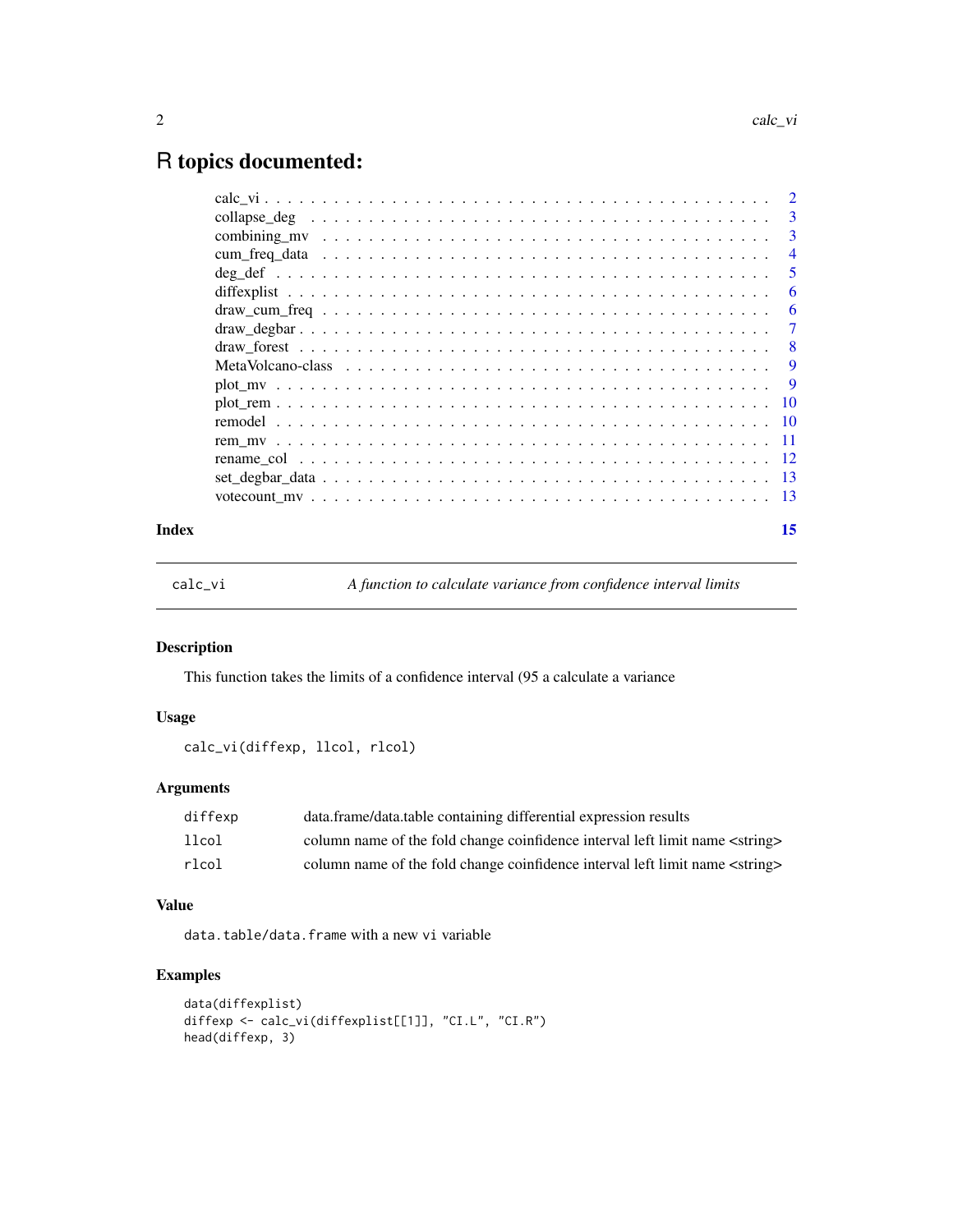# R topics documented:

| | |
|---|---|
| calc_vi | 2 |
| collapse_deg | 3 |
| combining_mv | 3 |
| cum_freq_data | 4 |
| deg_def | 5 |
| diffexplist | 6 |
| draw_cum_freq | 6 |
| draw_degbar | 7 |
| draw_forest | 8 |
| MetaVolcano-class | 9 |
| plot_mv | 9 |
| plot_rem | 10 |
| remodel | 10 |
| rem_mv | 11 |
| rename_col | 12 |
| set_degbar_data | 13 |
| votecount_mv | 13 |

**Index** 15

---

`calc_vi` *A function to calculate variance from confidence interval limits*

---

### Description

This function takes the limits of a confidence interval (95 a calculate a variance

### Usage

```
calc_vi(diffexp, llcol, rlcol)
```

### Arguments

| | |
|---|---|
| `diffexp` | data.frame/data.table containing differential expression results |
| `llcol` | column name of the fold change coinfidence interval left limit name <string> |
| `rlcol` | column name of the fold change coinfidence interval left limit name <string> |

### Value

`data.table/data.frame` with a new `vi` variable

### Examples

```
data(diffexplist)
diffexp <- calc_vi(diffexplist[[1]], "CI.L", "CI.R")
head(diffexp, 3)
```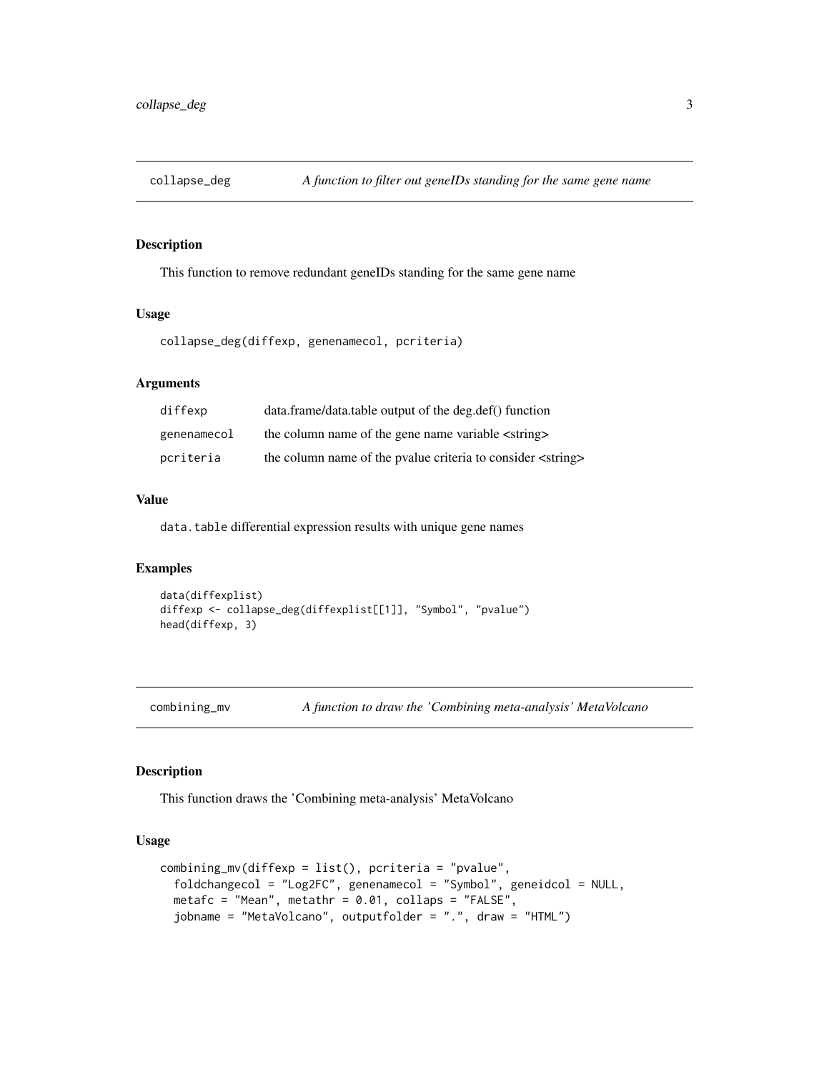## collapse_deg — *A function to filter out geneIDs standing for the same gene name*

### Description

This function to remove redundant geneIDs standing for the same gene name

### Usage

```
collapse_deg(diffexp, genenamecol, pcriteria)
```

### Arguments

| | |
|---|---|
| `diffexp` | data.frame/data.table output of the deg.def() function |
| `genenamecol` | the column name of the gene name variable <string> |
| `pcriteria` | the column name of the pvalue criteria to consider <string> |

### Value

`data.table` differential expression results with unique gene names

### Examples

```
data(diffexplist)
diffexp <- collapse_deg(diffexplist[[1]], "Symbol", "pvalue")
head(diffexp, 3)
```

## combining_mv — *A function to draw the 'Combining meta-analysis' MetaVolcano*

### Description

This function draws the 'Combining meta-analysis' MetaVolcano

### Usage

```
combining_mv(diffexp = list(), pcriteria = "pvalue",
  foldchangecol = "Log2FC", genenamecol = "Symbol", geneidcol = NULL,
  metafc = "Mean", metathr = 0.01, collaps = "FALSE",
  jobname = "MetaVolcano", outputfolder = ".", draw = "HTML")
```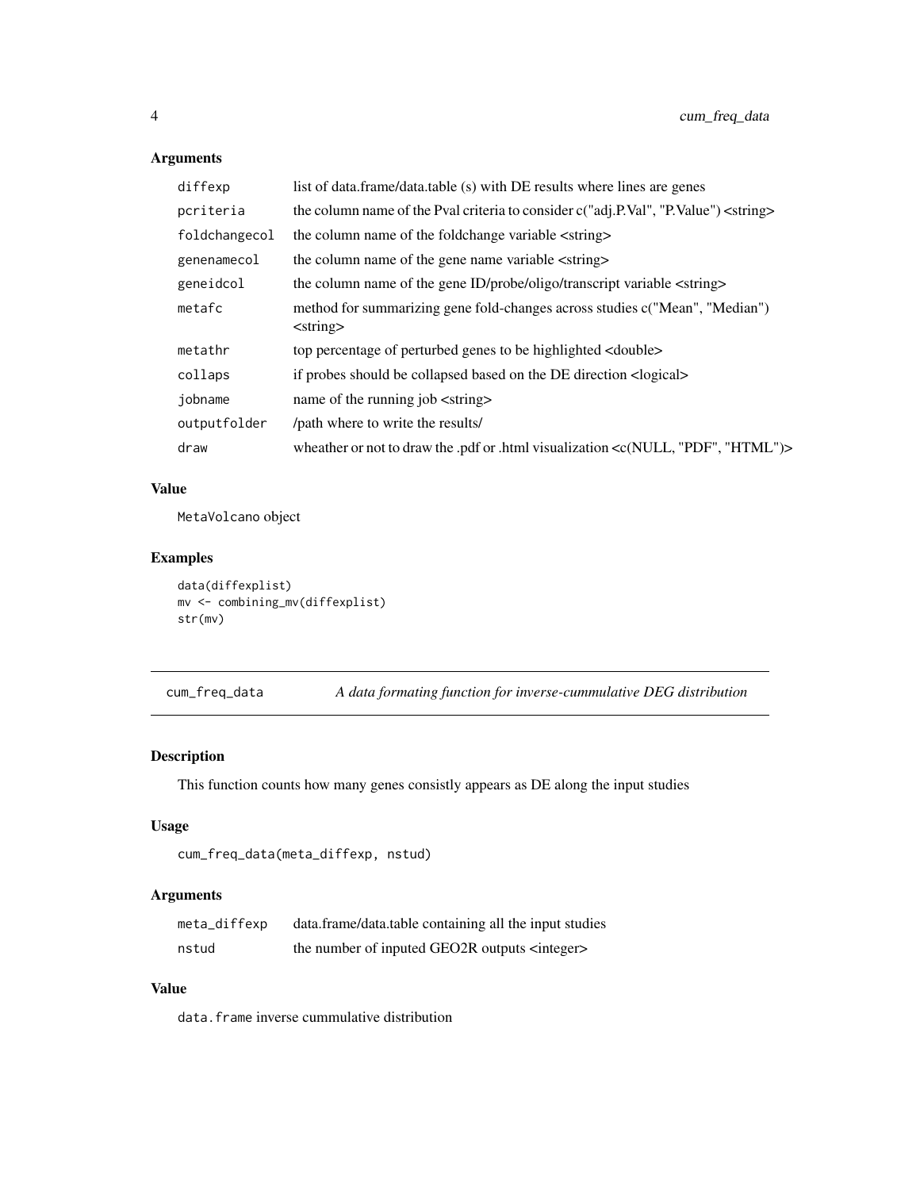### Arguments

| | |
|---|---|
| diffexp | list of data.frame/data.table (s) with DE results where lines are genes |
| pcriteria | the column name of the Pval criteria to consider c("adj.P.Val", "P.Value") <string> |
| foldchangecol | the column name of the foldchange variable <string> |
| genenamecol | the column name of the gene name variable <string> |
| geneidcol | the column name of the gene ID/probe/oligo/transcript variable <string> |
| metafc | method for summarizing gene fold-changes across studies c("Mean", "Median") <string> |
| metathr | top percentage of perturbed genes to be highlighted <double> |
| collaps | if probes should be collapsed based on the DE direction <logical> |
| jobname | name of the running job <string> |
| outputfolder | /path where to write the results/ |
| draw | wheather or not to draw the .pdf or .html visualization <c(NULL, "PDF", "HTML")> |

### Value

MetaVolcano object

### Examples

```
data(diffexplist)
mv <- combining_mv(diffexplist)
str(mv)
```

---

## cum_freq_data — *A data formating function for inverse-cummulative DEG distribution*

### Description

This function counts how many genes consistly appears as DE along the input studies

### Usage

```
cum_freq_data(meta_diffexp, nstud)
```

### Arguments

| | |
|---|---|
| meta_diffexp | data.frame/data.table containing all the input studies |
| nstud | the number of inputed GEO2R outputs <integer> |

### Value

data.frame inverse cummulative distribution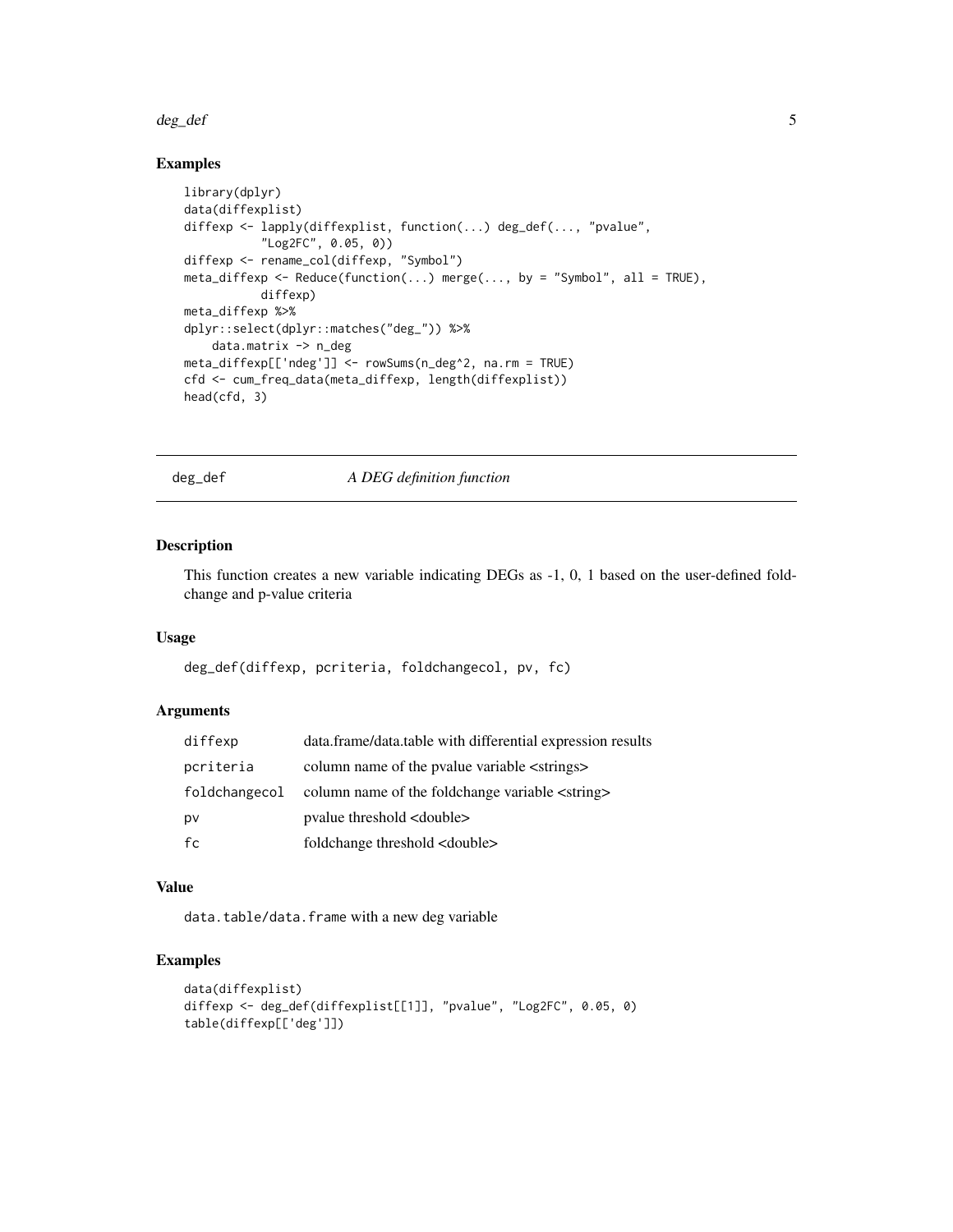## Examples

```
library(dplyr)
data(diffexplist)
diffexp <- lapply(diffexplist, function(...) deg_def(..., "pvalue",
          "Log2FC", 0.05, 0))
diffexp <- rename_col(diffexp, "Symbol")
meta_diffexp <- Reduce(function(...) merge(..., by = "Symbol", all = TRUE),
          diffexp)
meta_diffexp %>%
dplyr::select(dplyr::matches("deg_")) %>%
    data.matrix -> n_deg
meta_diffexp[['ndeg']] <- rowSums(n_deg^2, na.rm = TRUE)
cfd <- cum_freq_data(meta_diffexp, length(diffexplist))
head(cfd, 3)
```

---

# deg_def — *A DEG definition function*

## Description

This function creates a new variable indicating DEGs as -1, 0, 1 based on the user-defined fold-change and p-value criteria

## Usage

```
deg_def(diffexp, pcriteria, foldchangecol, pv, fc)
```

## Arguments

| | |
|---|---|
| `diffexp` | data.frame/data.table with differential expression results |
| `pcriteria` | column name of the pvalue variable <strings> |
| `foldchangecol` | column name of the foldchange variable <string> |
| `pv` | pvalue threshold <double> |
| `fc` | foldchange threshold <double> |

## Value

`data.table/data.frame` with a new deg variable

## Examples

```
data(diffexplist)
diffexp <- deg_def(diffexplist[[1]], "pvalue", "Log2FC", 0.05, 0)
table(diffexp[['deg']])
```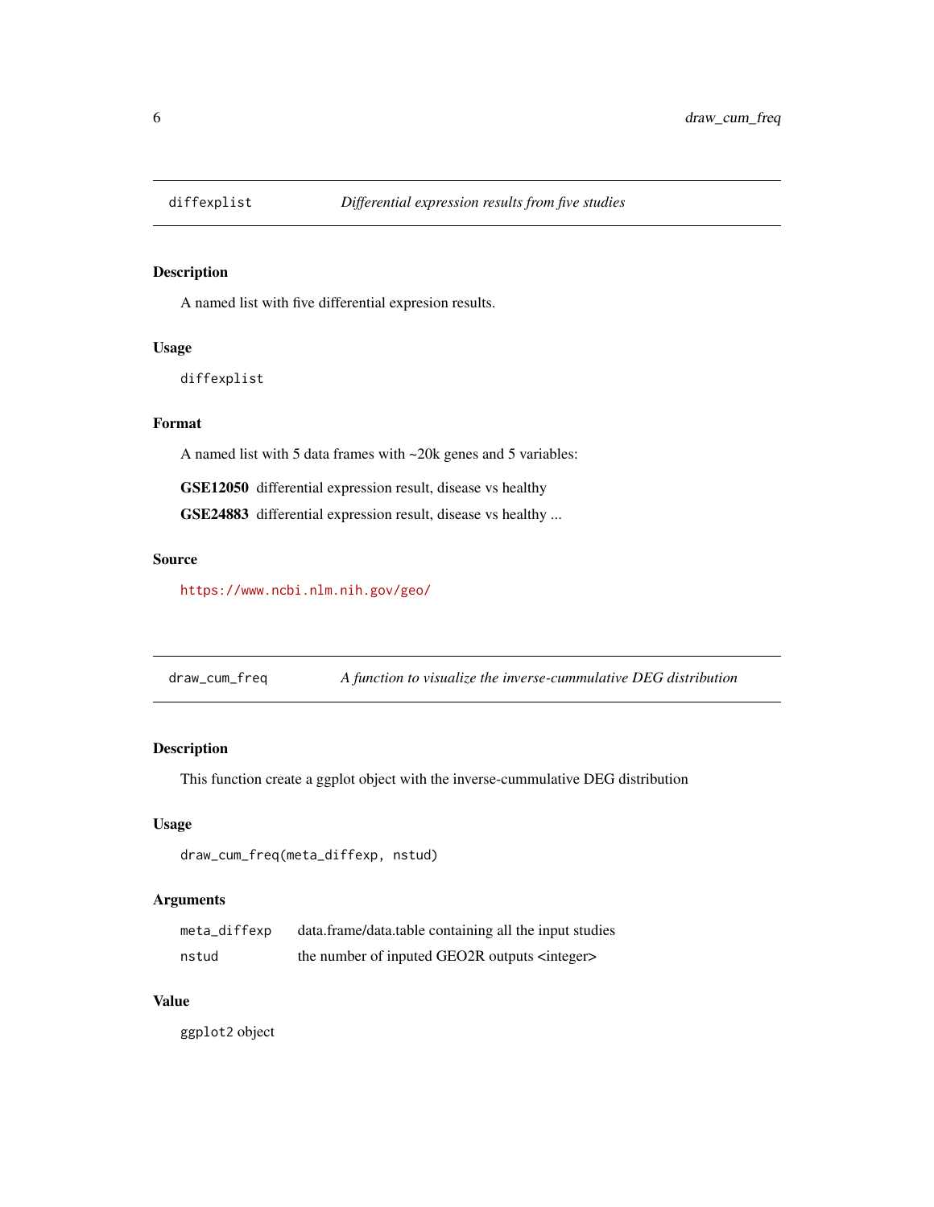## diffexplist — *Differential expression results from five studies*

### Description

A named list with five differential expresion results.

### Usage

```
diffexplist
```

### Format

A named list with 5 data frames with ~20k genes and 5 variables:

**GSE12050** differential expression result, disease vs healthy

**GSE24883** differential expression result, disease vs healthy ...

### Source

https://www.ncbi.nlm.nih.gov/geo/

## draw_cum_freq — *A function to visualize the inverse-cummulative DEG distribution*

### Description

This function create a ggplot object with the inverse-cummulative DEG distribution

### Usage

```
draw_cum_freq(meta_diffexp, nstud)
```

### Arguments

| | |
|---|---|
| `meta_diffexp` | data.frame/data.table containing all the input studies |
| `nstud` | the number of inputed GEO2R outputs <integer> |

### Value

`ggplot2` object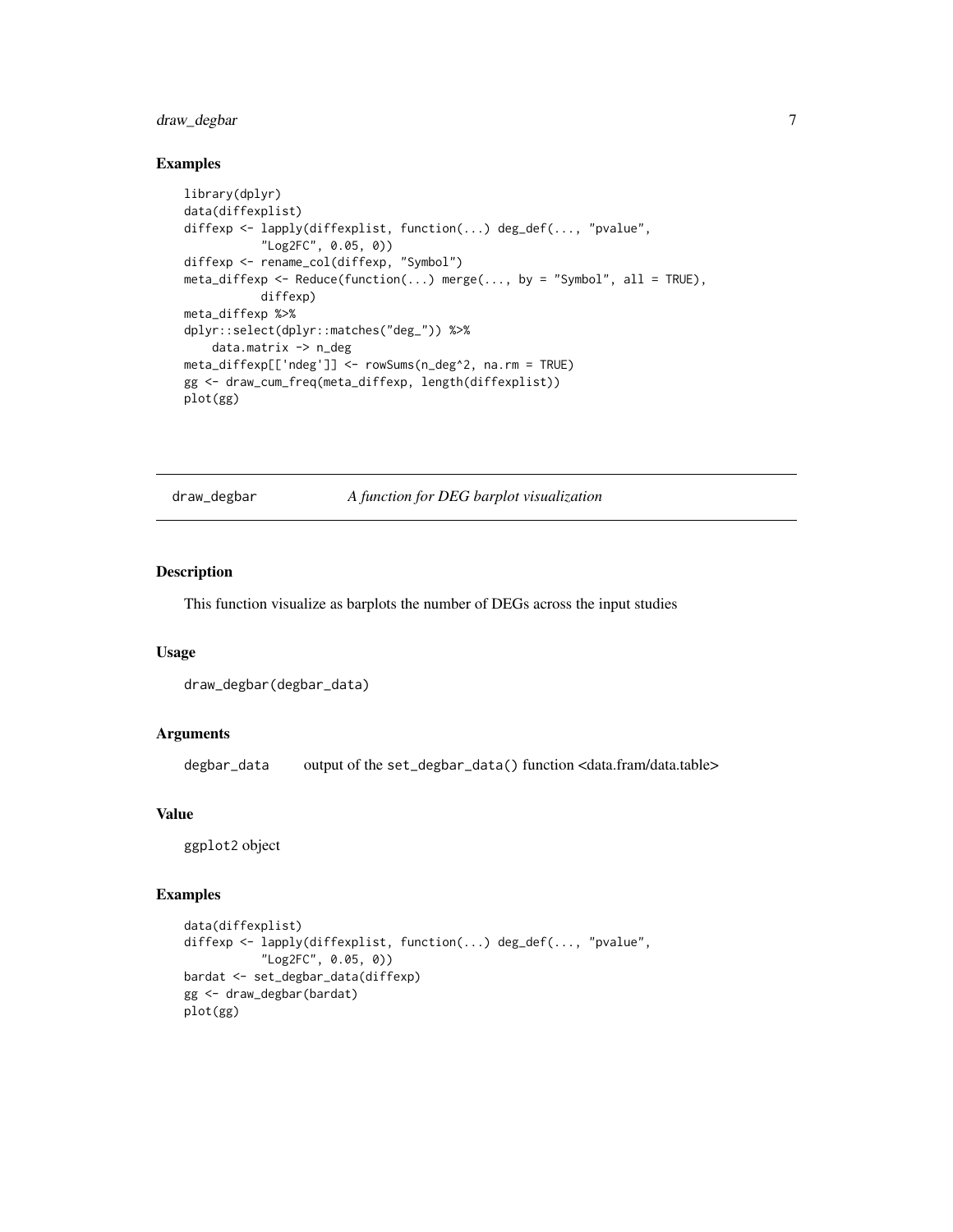## Examples

```
library(dplyr)
data(diffexplist)
diffexp <- lapply(diffexplist, function(...) deg_def(..., "pvalue",
           "Log2FC", 0.05, 0))
diffexp <- rename_col(diffexp, "Symbol")
meta_diffexp <- Reduce(function(...) merge(..., by = "Symbol", all = TRUE),
           diffexp)
meta_diffexp %>%
dplyr::select(dplyr::matches("deg_")) %>%
    data.matrix -> n_deg
meta_diffexp[['ndeg']] <- rowSums(n_deg^2, na.rm = TRUE)
gg <- draw_cum_freq(meta_diffexp, length(diffexplist))
plot(gg)
```

---

`draw_degbar` *A function for DEG barplot visualization*

---

## Description

This function visualize as barplots the number of DEGs across the input studies

## Usage

```
draw_degbar(degbar_data)
```

## Arguments

| | |
|---|---|
| `degbar_data` | output of the `set_degbar_data()` function <data.fram/data.table> |

## Value

`ggplot2` object

## Examples

```
data(diffexplist)
diffexp <- lapply(diffexplist, function(...) deg_def(..., "pvalue",
           "Log2FC", 0.05, 0))
bardat <- set_degbar_data(diffexp)
gg <- draw_degbar(bardat)
plot(gg)
```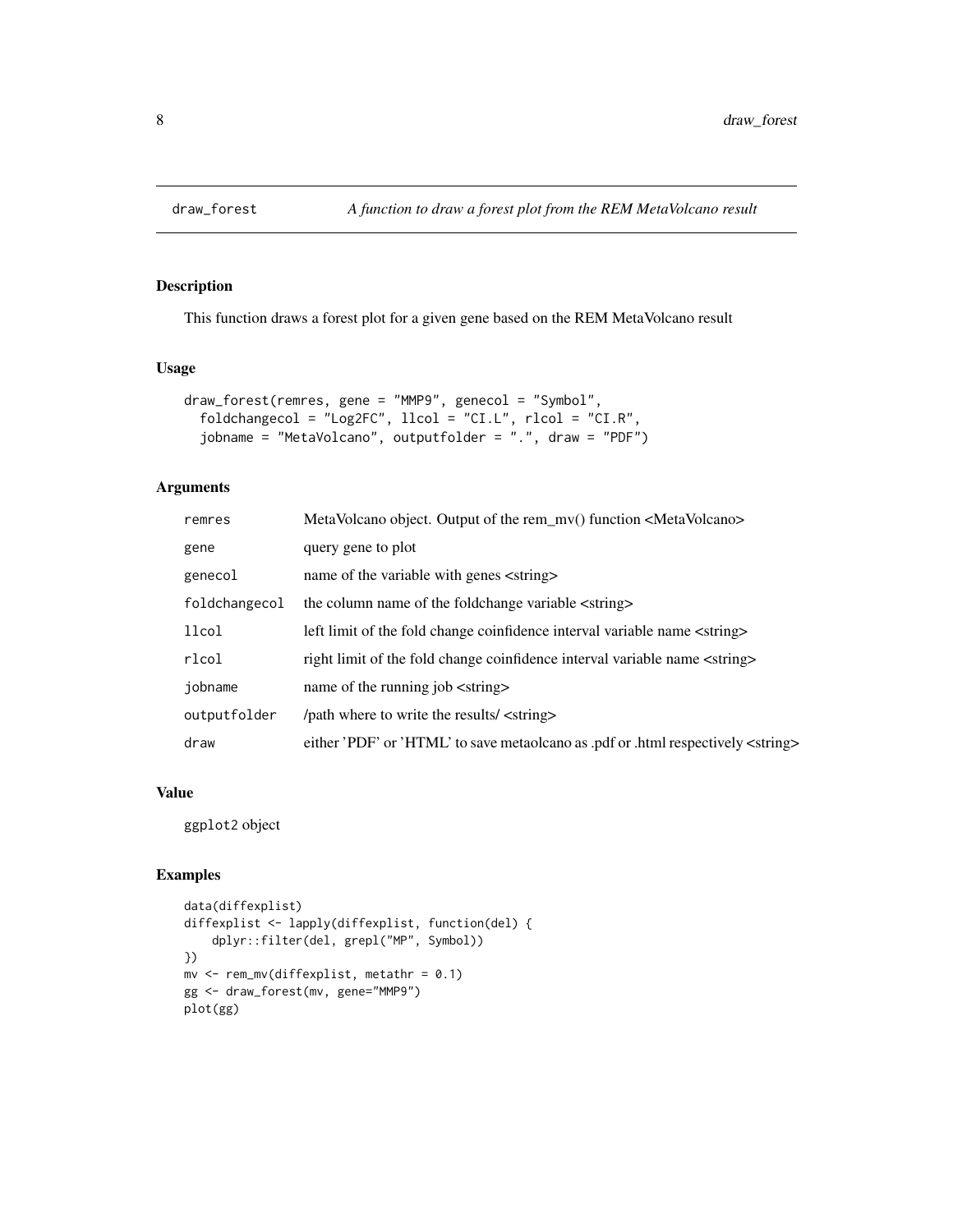# draw_forest — *A function to draw a forest plot from the REM MetaVolcano result*

## Description

This function draws a forest plot for a given gene based on the REM MetaVolcano result

## Usage

```
draw_forest(remres, gene = "MMP9", genecol = "Symbol",
  foldchangecol = "Log2FC", llcol = "CI.L", rlcol = "CI.R",
  jobname = "MetaVolcano", outputfolder = ".", draw = "PDF")
```

## Arguments

| | |
|---|---|
| remres | MetaVolcano object. Output of the rem_mv() function <MetaVolcano> |
| gene | query gene to plot |
| genecol | name of the variable with genes <string> |
| foldchangecol | the column name of the foldchange variable <string> |
| llcol | left limit of the fold change coinfidence interval variable name <string> |
| rlcol | right limit of the fold change coinfidence interval variable name <string> |
| jobname | name of the running job <string> |
| outputfolder | /path where to write the results/ <string> |
| draw | either 'PDF' or 'HTML' to save metaolcano as .pdf or .html respectively <string> |

## Value

ggplot2 object

## Examples

```
data(diffexplist)
diffexplist <- lapply(diffexplist, function(del) {
    dplyr::filter(del, grepl("MP", Symbol))
})
mv <- rem_mv(diffexplist, metathr = 0.1)
gg <- draw_forest(mv, gene="MMP9")
plot(gg)
```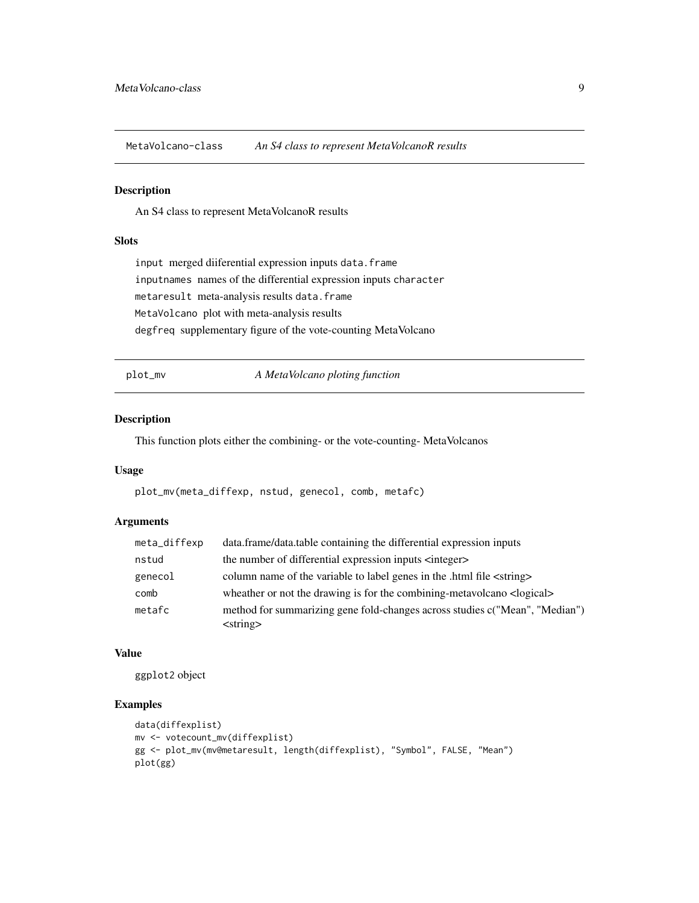## MetaVolcano-class — *An S4 class to represent MetaVolcanoR results*

### Description

An S4 class to represent MetaVolcanoR results

### Slots

- `input` merged diiferential expression inputs `data.frame`
- `inputnames` names of the differential expression inputs `character`
- `metaresult` meta-analysis results `data.frame`
- `MetaVolcano` plot with meta-analysis results
- `degfreq` supplementary figure of the vote-counting MetaVolcano

## plot_mv — *A MetaVolcano ploting function*

### Description

This function plots either the combining- or the vote-counting- MetaVolcanos

### Usage

```
plot_mv(meta_diffexp, nstud, genecol, comb, metafc)
```

### Arguments

| | |
|---|---|
| `meta_diffexp` | data.frame/data.table containing the differential expression inputs |
| `nstud` | the number of differential expression inputs <integer> |
| `genecol` | column name of the variable to label genes in the .html file <string> |
| `comb` | wheather or not the drawing is for the combining-metavolcano <logical> |
| `metafc` | method for summarizing gene fold-changes across studies c("Mean", "Median") <string> |

### Value

ggplot2 object

### Examples

```
data(diffexplist)
mv <- votecount_mv(diffexplist)
gg <- plot_mv(mv@metaresult, length(diffexplist), "Symbol", FALSE, "Mean")
plot(gg)
```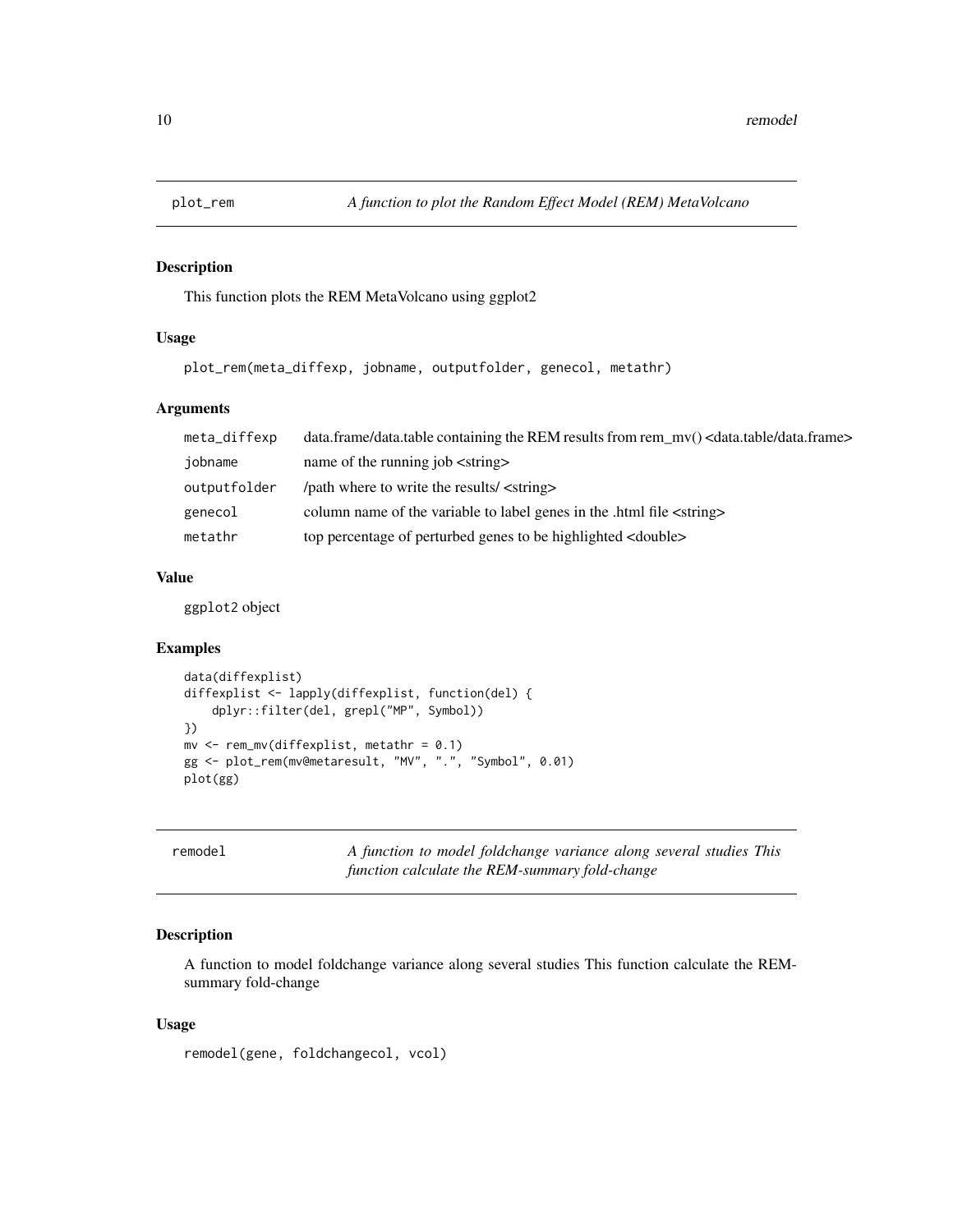## plot_rem — *A function to plot the Random Effect Model (REM) MetaVolcano*

### Description

This function plots the REM MetaVolcano using ggplot2

### Usage

```
plot_rem(meta_diffexp, jobname, outputfolder, genecol, metathr)
```

### Arguments

| | |
|---|---|
| meta_diffexp | data.frame/data.table containing the REM results from rem_mv() <data.table/data.frame> |
| jobname | name of the running job <string> |
| outputfolder | /path where to write the results/ <string> |
| genecol | column name of the variable to label genes in the .html file <string> |
| metathr | top percentage of perturbed genes to be highlighted <double> |

### Value

ggplot2 object

### Examples

```
data(diffexplist)
diffexplist <- lapply(diffexplist, function(del) {
    dplyr::filter(del, grepl("MP", Symbol))
})
mv <- rem_mv(diffexplist, metathr = 0.1)
gg <- plot_rem(mv@metaresult, "MV", ".", "Symbol", 0.01)
plot(gg)
```

## remodel — *A function to model foldchange variance along several studies This function calculate the REM-summary fold-change*

### Description

A function to model foldchange variance along several studies This function calculate the REM-summary fold-change

### Usage

```
remodel(gene, foldchangecol, vcol)
```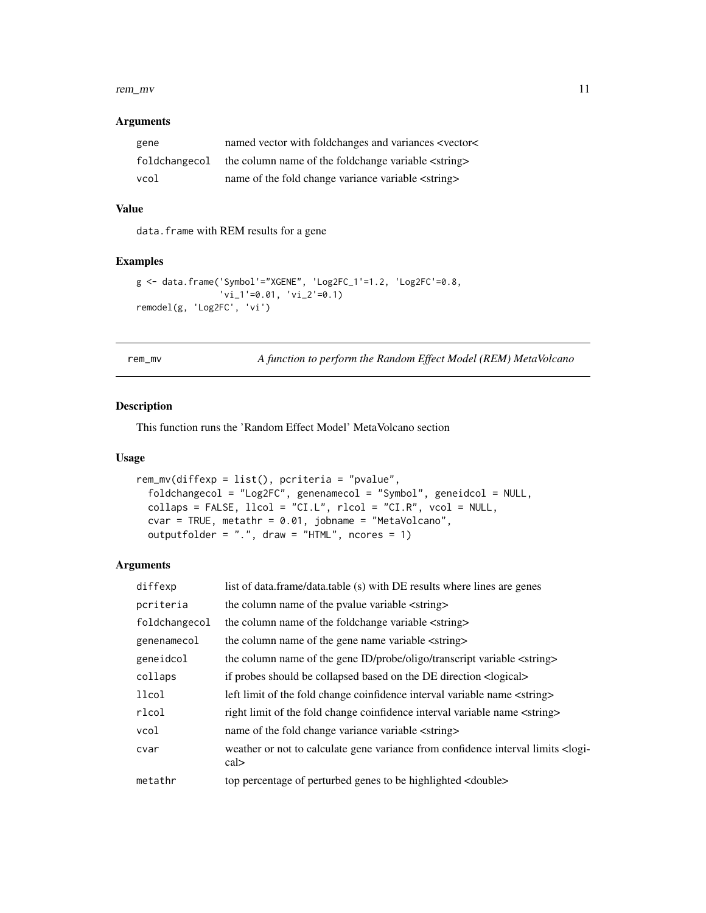### Arguments

| | |
|---|---|
| gene | named vector with foldchanges and variances <vector< |
| foldchangecol | the column name of the foldchange variable <string> |
| vcol | name of the fold change variance variable <string> |

### Value

data.frame with REM results for a gene

### Examples

```
g <- data.frame('Symbol'="XGENE", 'Log2FC_1'=1.2, 'Log2FC'=0.8,
                'vi_1'=0.01, 'vi_2'=0.1)
remodel(g, 'Log2FC', 'vi')
```

---

## rem_mv — *A function to perform the Random Effect Model (REM) MetaVolcano*

### Description

This function runs the 'Random Effect Model' MetaVolcano section

### Usage

```
rem_mv(diffexp = list(), pcriteria = "pvalue",
  foldchangecol = "Log2FC", genenamecol = "Symbol", geneidcol = NULL,
  collaps = FALSE, llcol = "CI.L", rlcol = "CI.R", vcol = NULL,
  cvar = TRUE, metathr = 0.01, jobname = "MetaVolcano",
  outputfolder = ".", draw = "HTML", ncores = 1)
```

### Arguments

| | |
|---|---|
| diffexp | list of data.frame/data.table (s) with DE results where lines are genes |
| pcriteria | the column name of the pvalue variable <string> |
| foldchangecol | the column name of the foldchange variable <string> |
| genenamecol | the column name of the gene name variable <string> |
| geneidcol | the column name of the gene ID/probe/oligo/transcript variable <string> |
| collaps | if probes should be collapsed based on the DE direction <logical> |
| llcol | left limit of the fold change coinfidence interval variable name <string> |
| rlcol | right limit of the fold change coinfidence interval variable name <string> |
| vcol | name of the fold change variance variable <string> |
| cvar | weather or not to calculate gene variance from confidence interval limits <logical> |
| metathr | top percentage of perturbed genes to be highlighted <double> |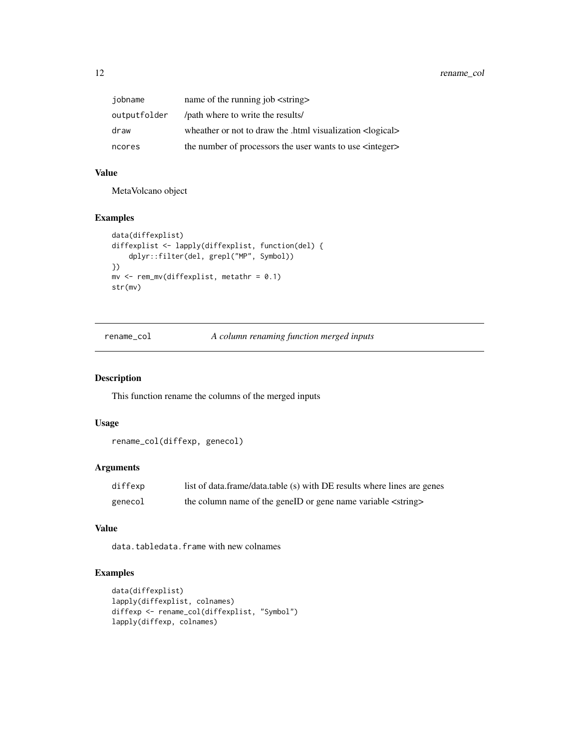| | |
|---|---|
| jobname | name of the running job <string> |
| outputfolder | /path where to write the results/ |
| draw | wheather or not to draw the .html visualization <logical> |
| ncores | the number of processors the user wants to use <integer> |

### Value

MetaVolcano object

### Examples

```
data(diffexplist)
diffexplist <- lapply(diffexplist, function(del) {
    dplyr::filter(del, grepl("MP", Symbol))
})
mv <- rem_mv(diffexplist, metathr = 0.1)
str(mv)
```

## rename_col — *A column renaming function merged inputs*

### Description

This function rename the columns of the merged inputs

### Usage

```
rename_col(diffexp, genecol)
```

### Arguments

| | |
|---|---|
| diffexp | list of data.frame/data.table (s) with DE results where lines are genes |
| genecol | the column name of the geneID or gene name variable <string> |

### Value

data.tabledata.frame with new colnames

### Examples

```
data(diffexplist)
lapply(diffexplist, colnames)
diffexp <- rename_col(diffexplist, "Symbol")
lapply(diffexp, colnames)
```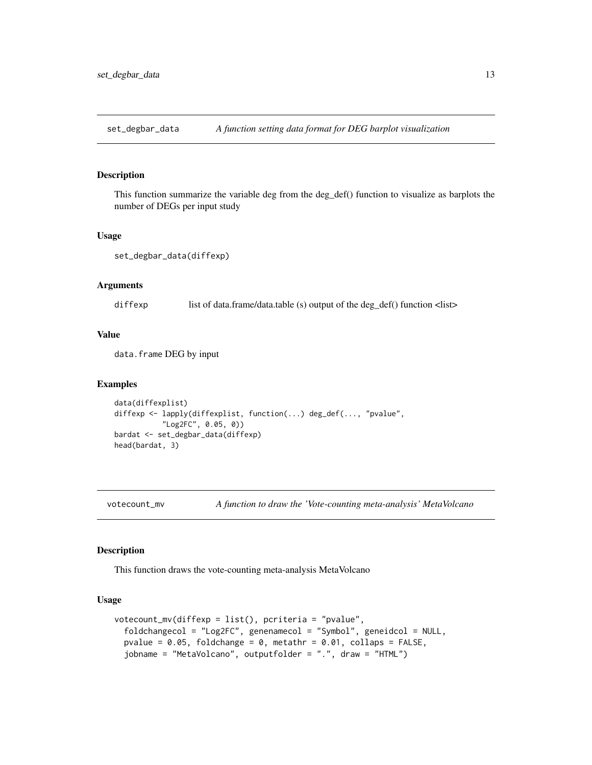## set_degbar_data — *A function setting data format for DEG barplot visualization*

### Description

This function summarize the variable deg from the deg_def() function to visualize as barplots the number of DEGs per input study

### Usage

```
set_degbar_data(diffexp)
```

### Arguments

| | |
|---|---|
| diffexp | list of data.frame/data.table (s) output of the deg_def() function <list> |

### Value

data.frame DEG by input

### Examples

```
data(diffexplist)
diffexp <- lapply(diffexplist, function(...) deg_def(..., "pvalue",
           "Log2FC", 0.05, 0))
bardat <- set_degbar_data(diffexp)
head(bardat, 3)
```

## votecount_mv — *A function to draw the 'Vote-counting meta-analysis' MetaVolcano*

### Description

This function draws the vote-counting meta-analysis MetaVolcano

### Usage

```
votecount_mv(diffexp = list(), pcriteria = "pvalue",
  foldchangecol = "Log2FC", genenamecol = "Symbol", geneidcol = NULL,
  pvalue = 0.05, foldchange = 0, metathr = 0.01, collaps = FALSE,
  jobname = "MetaVolcano", outputfolder = ".", draw = "HTML")
```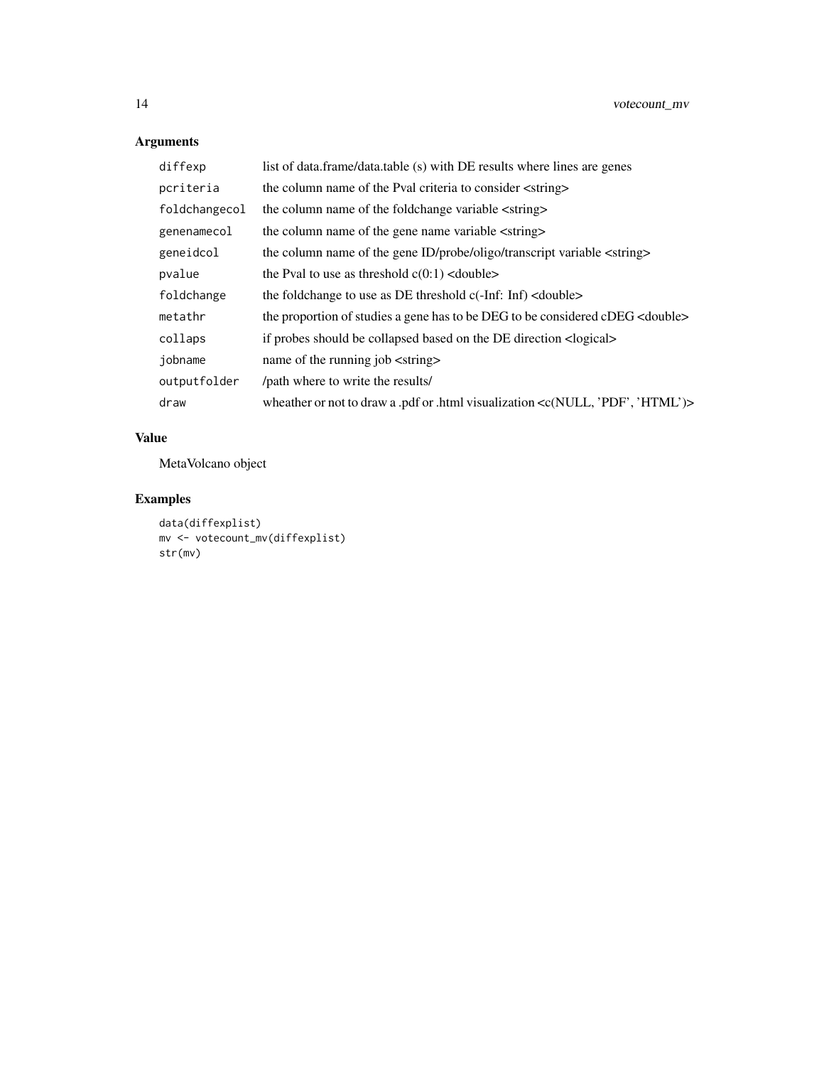## Arguments

| | |
|---|---|
| diffexp | list of data.frame/data.table (s) with DE results where lines are genes |
| pcriteria | the column name of the Pval criteria to consider <string> |
| foldchangecol | the column name of the foldchange variable <string> |
| genenamecol | the column name of the gene name variable <string> |
| geneidcol | the column name of the gene ID/probe/oligo/transcript variable <string> |
| pvalue | the Pval to use as threshold c(0:1) <double> |
| foldchange | the foldchange to use as DE threshold c(-Inf: Inf) <double> |
| metathr | the proportion of studies a gene has to be DEG to be considered cDEG <double> |
| collaps | if probes should be collapsed based on the DE direction <logical> |
| jobname | name of the running job <string> |
| outputfolder | /path where to write the results/ |
| draw | wheather or not to draw a .pdf or .html visualization <c(NULL, 'PDF', 'HTML')> |

## Value

MetaVolcano object

## Examples

```
data(diffexplist)
mv <- votecount_mv(diffexplist)
str(mv)
```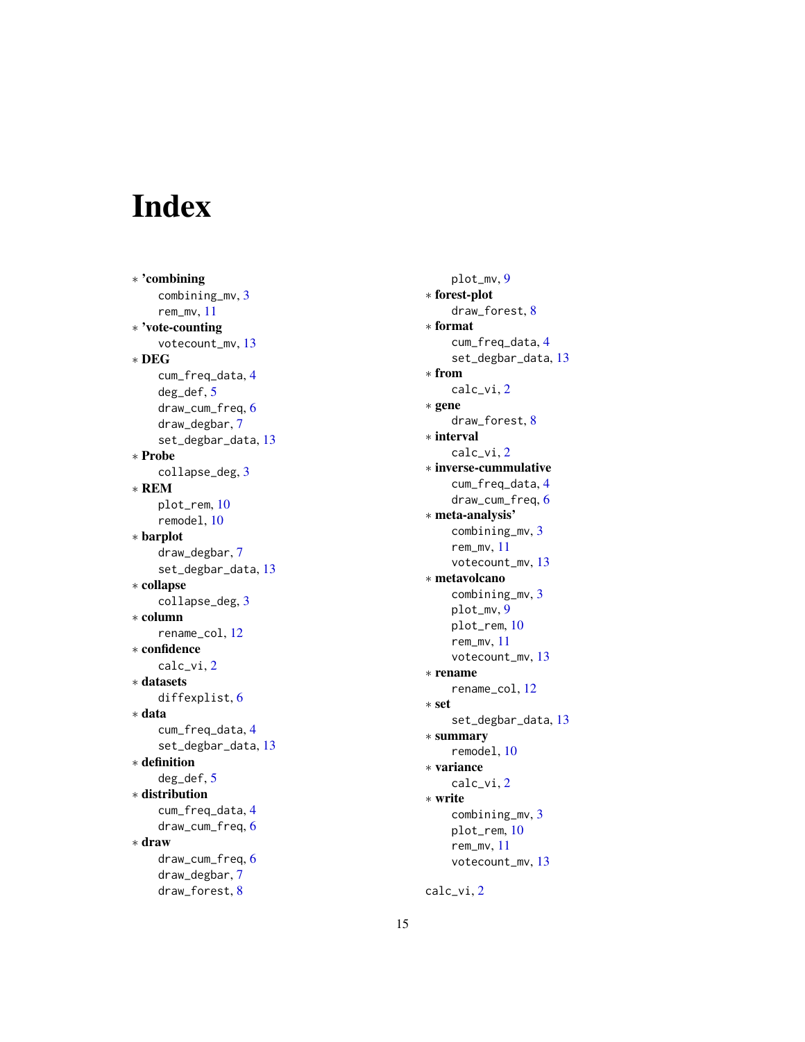# Index

∗ **'combining**
  combining_mv, 3
  rem_mv, 11
∗ **'vote-counting**
  votecount_mv, 13
∗ **DEG**
  cum_freq_data, 4
  deg_def, 5
  draw_cum_freq, 6
  draw_degbar, 7
  set_degbar_data, 13
∗ **Probe**
  collapse_deg, 3
∗ **REM**
  plot_rem, 10
  remodel, 10
∗ **barplot**
  draw_degbar, 7
  set_degbar_data, 13
∗ **collapse**
  collapse_deg, 3
∗ **column**
  rename_col, 12
∗ **confidence**
  calc_vi, 2
∗ **datasets**
  diffexplist, 6
∗ **data**
  cum_freq_data, 4
  set_degbar_data, 13
∗ **definition**
  deg_def, 5
∗ **distribution**
  cum_freq_data, 4
  draw_cum_freq, 6
∗ **draw**
  draw_cum_freq, 6
  draw_degbar, 7
  draw_forest, 8
  plot_mv, 9
∗ **forest-plot**
  draw_forest, 8
∗ **format**
  cum_freq_data, 4
  set_degbar_data, 13
∗ **from**
  calc_vi, 2
∗ **gene**
  draw_forest, 8
∗ **interval**
  calc_vi, 2
∗ **inverse-cummulative**
  cum_freq_data, 4
  draw_cum_freq, 6
∗ **meta-analysis'**
  combining_mv, 3
  rem_mv, 11
  votecount_mv, 13
∗ **metavolcano**
  combining_mv, 3
  plot_mv, 9
  plot_rem, 10
  rem_mv, 11
  votecount_mv, 13
∗ **rename**
  rename_col, 12
∗ **set**
  set_degbar_data, 13
∗ **summary**
  remodel, 10
∗ **variance**
  calc_vi, 2
∗ **write**
  combining_mv, 3
  plot_rem, 10
  rem_mv, 11
  votecount_mv, 13

calc_vi, 2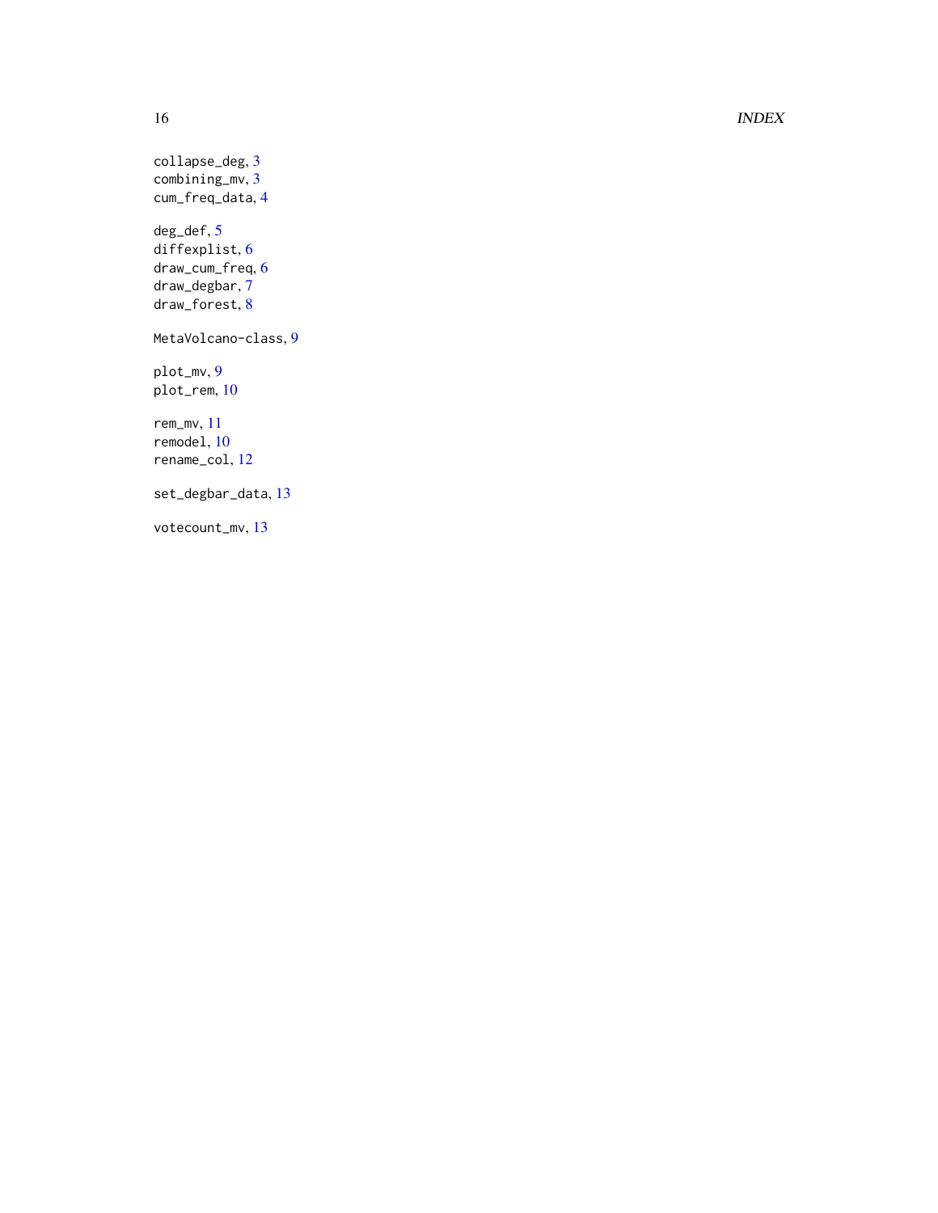collapse_deg, 3
combining_mv, 3
cum_freq_data, 4

deg_def, 5
diffexplist, 6
draw_cum_freq, 6
draw_degbar, 7
draw_forest, 8

MetaVolcano-class, 9

plot_mv, 9
plot_rem, 10

rem_mv, 11
remodel, 10
rename_col, 12

set_degbar_data, 13

votecount_mv, 13